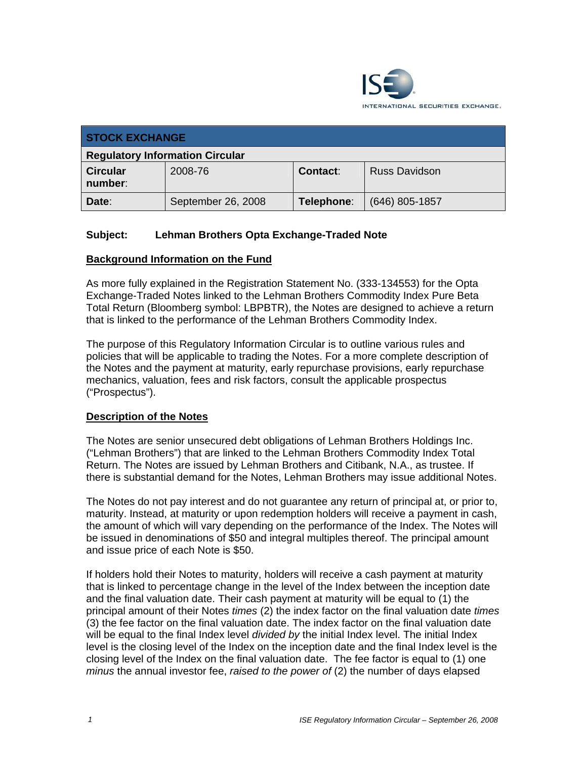| STOCK EXCHANGE | | | |
|---|---|---|---|
| **Regulatory Information Circular** | | | |
| **Circular number**: | 2008-76 | **Contact**: | Russ Davidson |
| **Date**: | September 26, 2008 | **Telephone**: | (646) 805-1857 |

**Subject: Lehman Brothers Opta Exchange-Traded Note**

## Background Information on the Fund

As more fully explained in the Registration Statement No. (333-134553) for the Opta Exchange-Traded Notes linked to the Lehman Brothers Commodity Index Pure Beta Total Return (Bloomberg symbol: LBPBTR), the Notes are designed to achieve a return that is linked to the performance of the Lehman Brothers Commodity Index.

The purpose of this Regulatory Information Circular is to outline various rules and policies that will be applicable to trading the Notes. For a more complete description of the Notes and the payment at maturity, early repurchase provisions, early repurchase mechanics, valuation, fees and risk factors, consult the applicable prospectus ("Prospectus").

## Description of the Notes

The Notes are senior unsecured debt obligations of Lehman Brothers Holdings Inc. ("Lehman Brothers") that are linked to the Lehman Brothers Commodity Index Total Return. The Notes are issued by Lehman Brothers and Citibank, N.A., as trustee. If there is substantial demand for the Notes, Lehman Brothers may issue additional Notes.

The Notes do not pay interest and do not guarantee any return of principal at, or prior to, maturity. Instead, at maturity or upon redemption holders will receive a payment in cash, the amount of which will vary depending on the performance of the Index. The Notes will be issued in denominations of $50 and integral multiples thereof. The principal amount and issue price of each Note is $50.

If holders hold their Notes to maturity, holders will receive a cash payment at maturity that is linked to percentage change in the level of the Index between the inception date and the final valuation date. Their cash payment at maturity will be equal to (1) the principal amount of their Notes *times* (2) the index factor on the final valuation date *times* (3) the fee factor on the final valuation date. The index factor on the final valuation date will be equal to the final Index level *divided by* the initial Index level. The initial Index level is the closing level of the Index on the inception date and the final Index level is the closing level of the Index on the final valuation date. The fee factor is equal to (1) one *minus* the annual investor fee, *raised to the power of* (2) the number of days elapsed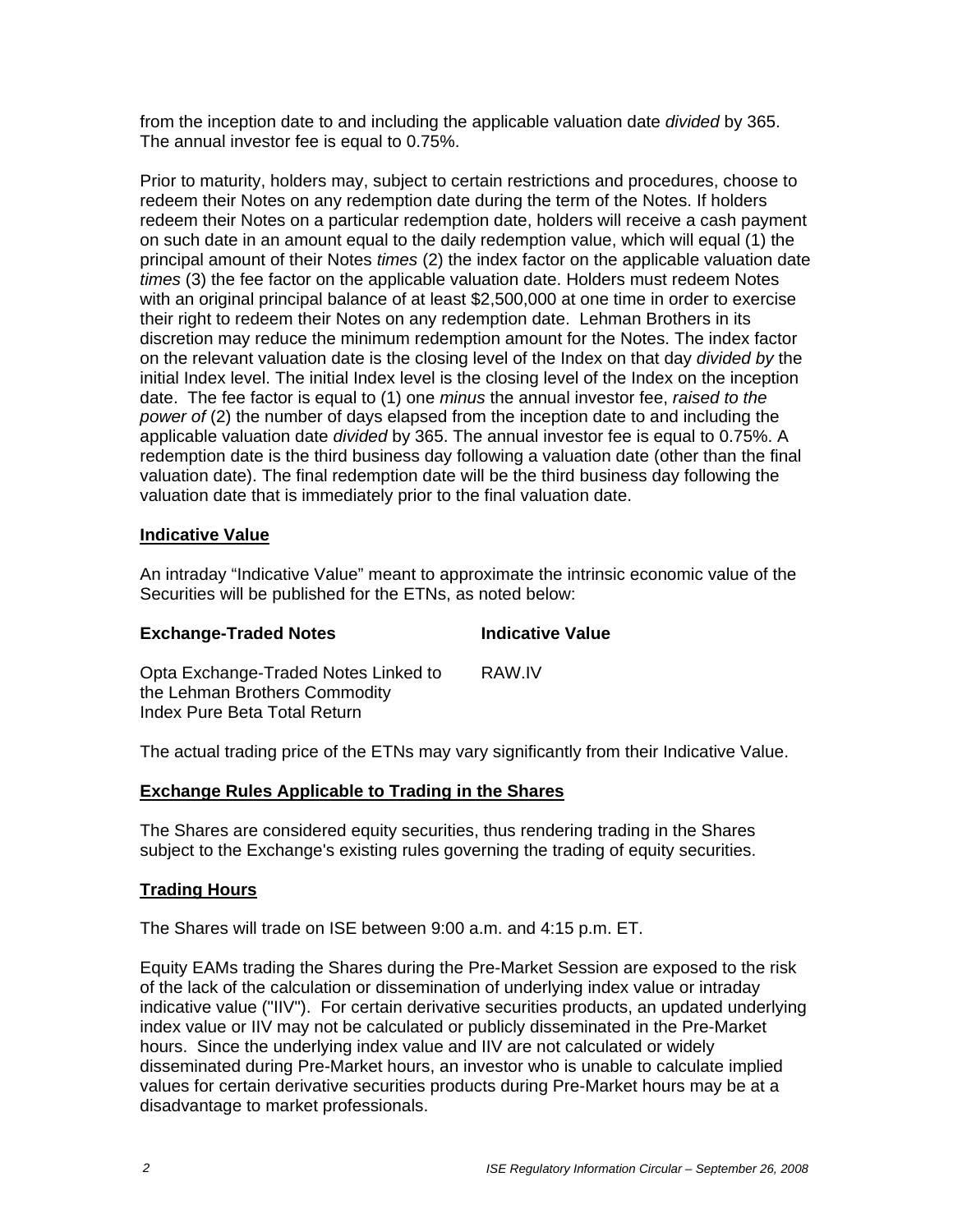from the inception date to and including the applicable valuation date *divided* by 365. The annual investor fee is equal to 0.75%.

Prior to maturity, holders may, subject to certain restrictions and procedures, choose to redeem their Notes on any redemption date during the term of the Notes. If holders redeem their Notes on a particular redemption date, holders will receive a cash payment on such date in an amount equal to the daily redemption value, which will equal (1) the principal amount of their Notes *times* (2) the index factor on the applicable valuation date *times* (3) the fee factor on the applicable valuation date. Holders must redeem Notes with an original principal balance of at least $2,500,000 at one time in order to exercise their right to redeem their Notes on any redemption date. Lehman Brothers in its discretion may reduce the minimum redemption amount for the Notes. The index factor on the relevant valuation date is the closing level of the Index on that day *divided by* the initial Index level. The initial Index level is the closing level of the Index on the inception date. The fee factor is equal to (1) one *minus* the annual investor fee, *raised to the power of* (2) the number of days elapsed from the inception date to and including the applicable valuation date *divided* by 365. The annual investor fee is equal to 0.75%. A redemption date is the third business day following a valuation date (other than the final valuation date). The final redemption date will be the third business day following the valuation date that is immediately prior to the final valuation date.

## Indicative Value

An intraday "Indicative Value" meant to approximate the intrinsic economic value of the Securities will be published for the ETNs, as noted below:

| Exchange-Traded Notes | Indicative Value |
|---|---|
| Opta Exchange-Traded Notes Linked to the Lehman Brothers Commodity Index Pure Beta Total Return | RAW.IV |

The actual trading price of the ETNs may vary significantly from their Indicative Value.

## Exchange Rules Applicable to Trading in the Shares

The Shares are considered equity securities, thus rendering trading in the Shares subject to the Exchange's existing rules governing the trading of equity securities.

## Trading Hours

The Shares will trade on ISE between 9:00 a.m. and 4:15 p.m. ET.

Equity EAMs trading the Shares during the Pre-Market Session are exposed to the risk of the lack of the calculation or dissemination of underlying index value or intraday indicative value ("IIV"). For certain derivative securities products, an updated underlying index value or IIV may not be calculated or publicly disseminated in the Pre-Market hours. Since the underlying index value and IIV are not calculated or widely disseminated during Pre-Market hours, an investor who is unable to calculate implied values for certain derivative securities products during Pre-Market hours may be at a disadvantage to market professionals.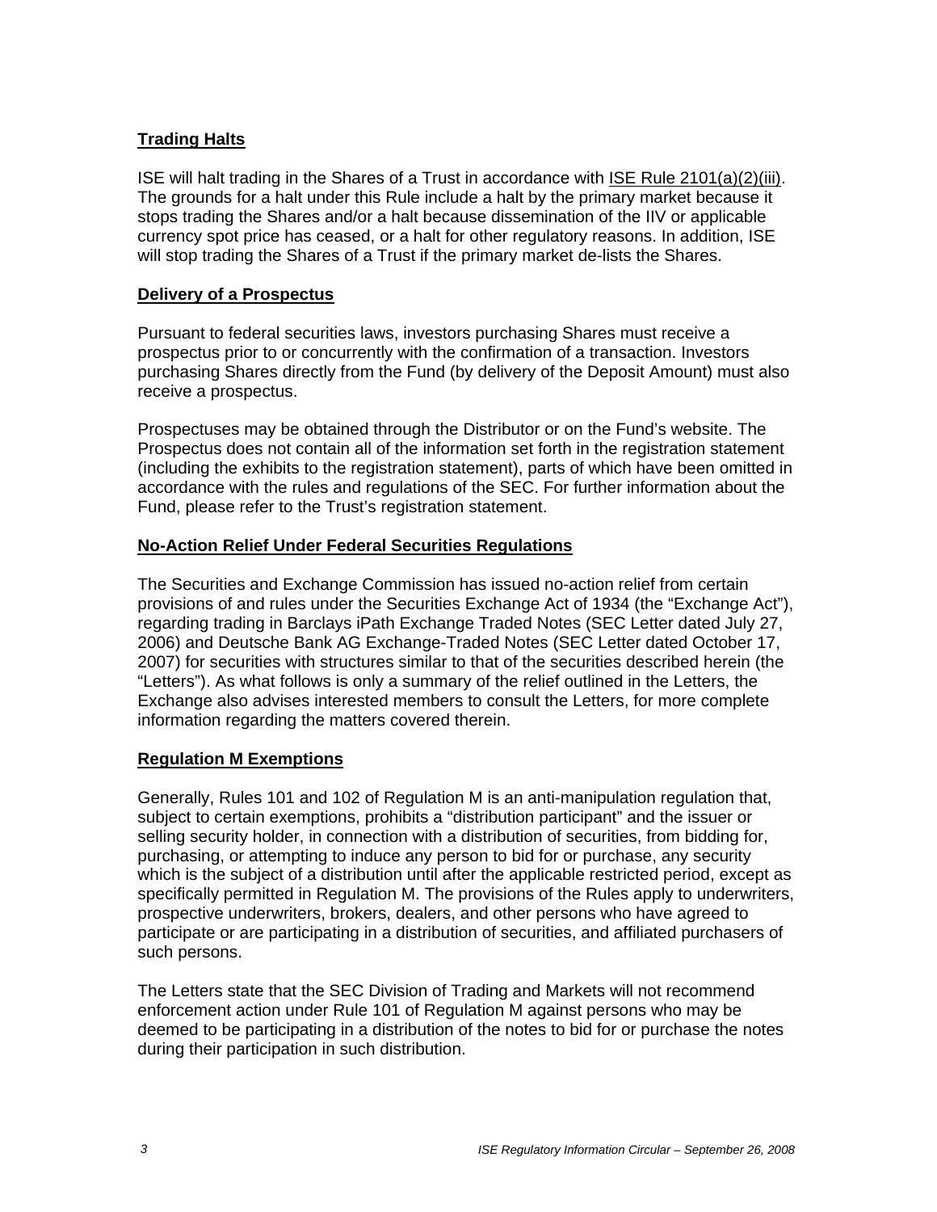## Trading Halts

ISE will halt trading in the Shares of a Trust in accordance with ISE Rule 2101(a)(2)(iii). The grounds for a halt under this Rule include a halt by the primary market because it stops trading the Shares and/or a halt because dissemination of the IIV or applicable currency spot price has ceased, or a halt for other regulatory reasons. In addition, ISE will stop trading the Shares of a Trust if the primary market de-lists the Shares.

## Delivery of a Prospectus

Pursuant to federal securities laws, investors purchasing Shares must receive a prospectus prior to or concurrently with the confirmation of a transaction. Investors purchasing Shares directly from the Fund (by delivery of the Deposit Amount) must also receive a prospectus.

Prospectuses may be obtained through the Distributor or on the Fund's website. The Prospectus does not contain all of the information set forth in the registration statement (including the exhibits to the registration statement), parts of which have been omitted in accordance with the rules and regulations of the SEC. For further information about the Fund, please refer to the Trust's registration statement.

## No-Action Relief Under Federal Securities Regulations

The Securities and Exchange Commission has issued no-action relief from certain provisions of and rules under the Securities Exchange Act of 1934 (the "Exchange Act"), regarding trading in Barclays iPath Exchange Traded Notes (SEC Letter dated July 27, 2006) and Deutsche Bank AG Exchange-Traded Notes (SEC Letter dated October 17, 2007) for securities with structures similar to that of the securities described herein (the "Letters"). As what follows is only a summary of the relief outlined in the Letters, the Exchange also advises interested members to consult the Letters, for more complete information regarding the matters covered therein.

## Regulation M Exemptions

Generally, Rules 101 and 102 of Regulation M is an anti-manipulation regulation that, subject to certain exemptions, prohibits a "distribution participant" and the issuer or selling security holder, in connection with a distribution of securities, from bidding for, purchasing, or attempting to induce any person to bid for or purchase, any security which is the subject of a distribution until after the applicable restricted period, except as specifically permitted in Regulation M. The provisions of the Rules apply to underwriters, prospective underwriters, brokers, dealers, and other persons who have agreed to participate or are participating in a distribution of securities, and affiliated purchasers of such persons.

The Letters state that the SEC Division of Trading and Markets will not recommend enforcement action under Rule 101 of Regulation M against persons who may be deemed to be participating in a distribution of the notes to bid for or purchase the notes during their participation in such distribution.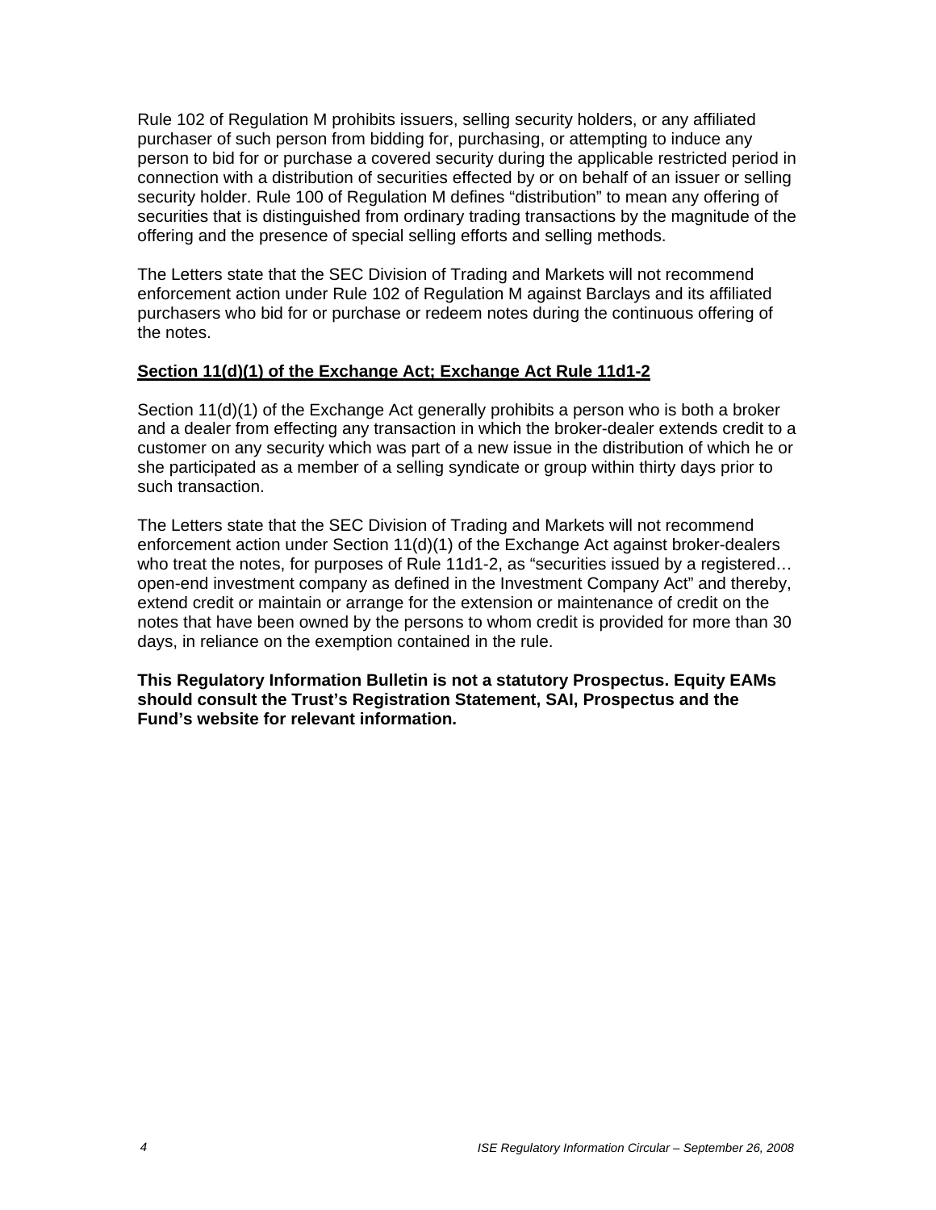Rule 102 of Regulation M prohibits issuers, selling security holders, or any affiliated purchaser of such person from bidding for, purchasing, or attempting to induce any person to bid for or purchase a covered security during the applicable restricted period in connection with a distribution of securities effected by or on behalf of an issuer or selling security holder. Rule 100 of Regulation M defines "distribution" to mean any offering of securities that is distinguished from ordinary trading transactions by the magnitude of the offering and the presence of special selling efforts and selling methods.

The Letters state that the SEC Division of Trading and Markets will not recommend enforcement action under Rule 102 of Regulation M against Barclays and its affiliated purchasers who bid for or purchase or redeem notes during the continuous offering of the notes.

**Section 11(d)(1) of the Exchange Act; Exchange Act Rule 11d1-2**

Section 11(d)(1) of the Exchange Act generally prohibits a person who is both a broker and a dealer from effecting any transaction in which the broker-dealer extends credit to a customer on any security which was part of a new issue in the distribution of which he or she participated as a member of a selling syndicate or group within thirty days prior to such transaction.

The Letters state that the SEC Division of Trading and Markets will not recommend enforcement action under Section 11(d)(1) of the Exchange Act against broker-dealers who treat the notes, for purposes of Rule 11d1-2, as "securities issued by a registered… open-end investment company as defined in the Investment Company Act" and thereby, extend credit or maintain or arrange for the extension or maintenance of credit on the notes that have been owned by the persons to whom credit is provided for more than 30 days, in reliance on the exemption contained in the rule.

**This Regulatory Information Bulletin is not a statutory Prospectus. Equity EAMs should consult the Trust's Registration Statement, SAI, Prospectus and the Fund's website for relevant information.**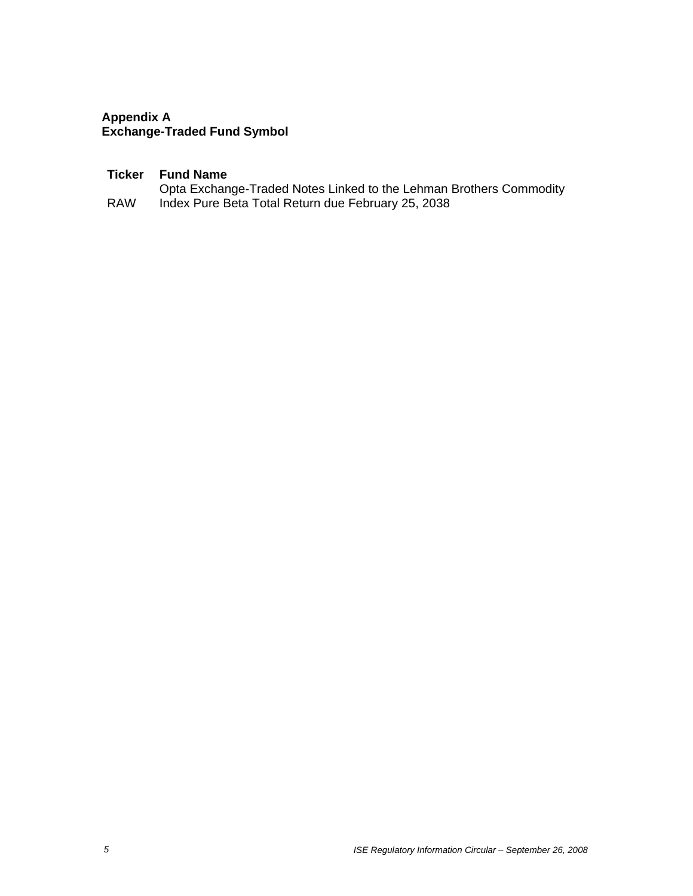**Appendix A**
**Exchange-Traded Fund Symbol**

| Ticker | Fund Name |
| --- | --- |
| RAW | Opta Exchange-Traded Notes Linked to the Lehman Brothers Commodity Index Pure Beta Total Return due February 25, 2038 |